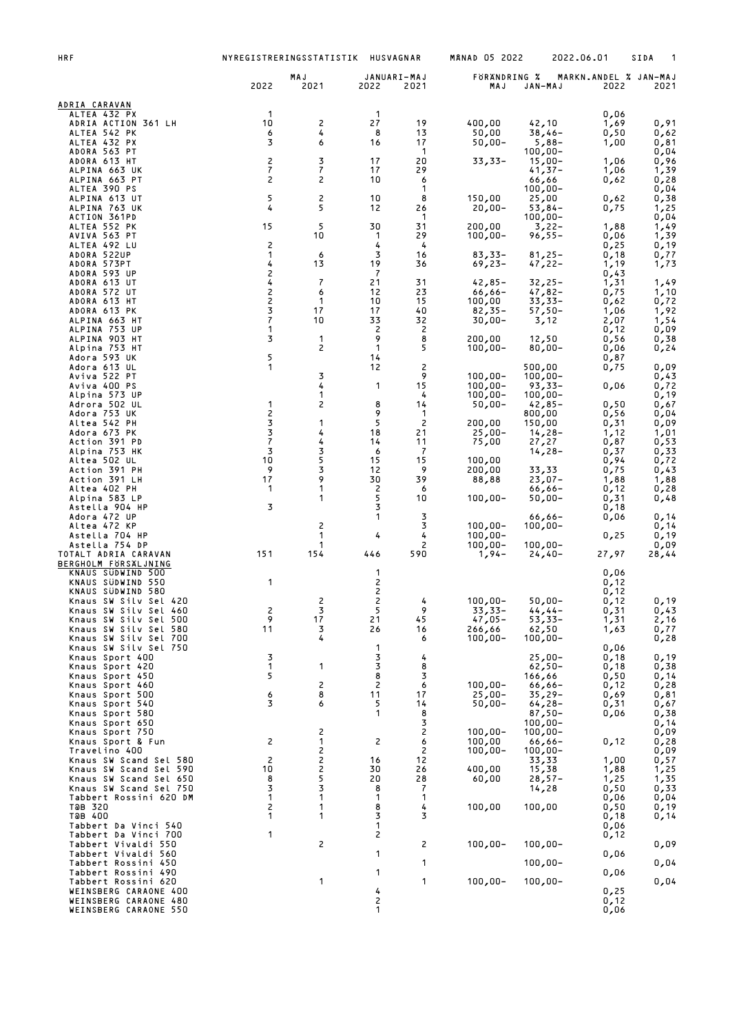| | MAJ 2022 | MAJ 2021 | JANUARI-MAJ 2022 | JANUARI-MAJ 2021 | FÖRÄNDRING % MAJ | FÖRÄNDRING % JAN-MAJ | MARKN.ANDEL % JAN-MAJ 2022 | MARKN.ANDEL % JAN-MAJ 2021 |
|---|---|---|---|---|---|---|---|---|
| **ADRIA CARAVAN** | | | | | | | | |
| ALTEA 432 PX | 1 | | 1 | | | | 0,06 | |
| ADRIA ACTION 361 LH | 10 | 2 | 27 | 19 | 400,00 | 42,10 | 1,69 | 0,91 |
| ALTEA 542 PK | 6 | 4 | 8 | 13 | 50,00 | 38,46- | 0,50 | 0,62 |
| ALTEA 432 PX | 3 | 6 | 16 | 17 | 50,00- | 5,88- | 1,00 | 0,81 |
| ADORA 563 PT | | | | 1 | | 100,00- | | 0,04 |
| ADORA 613 HT | 2 | 3 | 17 | 20 | 33,33- | 15,00- | 1,06 | 0,96 |
| ALPINA 663 UK | 7 | 7 | 17 | 29 | | 41,37- | 1,06 | 1,39 |
| ALPINA 663 PT | 2 | 2 | 10 | 6 | | 66,66 | 0,62 | 0,28 |
| ALTEA 390 PS | | | | 1 | | 100,00- | | 0,04 |
| ALPINA 613 UT | 5 | 2 | 10 | 8 | 150,00 | 25,00 | 0,62 | 0,38 |
| ALPINA 763 UK | 4 | 5 | 12 | 26 | 20,00- | 53,84- | 0,75 | 1,25 |
| ACTION 361PD | | | | 1 | | 100,00- | | 0,04 |
| ALTEA 552 PK | 15 | 5 | 30 | 31 | 200,00 | 3,22- | 1,88 | 1,49 |
| AVIVA 563 PT | | 10 | 1 | 29 | 100,00- | 96,55- | 0,06 | 1,39 |
| ALTEA 492 LU | 2 | | 4 | 4 | | | 0,25 | 0,19 |
| ADORA 522UP | 1 | 6 | 3 | 16 | 83,33- | 81,25- | 0,18 | 0,77 |
| ADORA 573PT | 4 | 13 | 19 | 36 | 69,23- | 47,22- | 1,19 | 1,73 |
| ADORA 593 UP | 2 | | 7 | | | | 0,43 | |
| ADORA 613 UT | 4 | 7 | 21 | 31 | 42,85- | 32,25- | 1,31 | 1,49 |
| ADORA 572 UT | 2 | 6 | 12 | 23 | 66,66- | 47,82- | 0,75 | 1,10 |
| ADORA 613 HT | 2 | 1 | 10 | 15 | 100,00 | 33,33- | 0,62 | 0,72 |
| ADORA 613 PK | 3 | 17 | 17 | 40 | 82,35- | 57,50- | 1,06 | 1,92 |
| ALPINA 663 HT | 7 | 10 | 33 | 32 | 30,00- | 3,12 | 2,07 | 1,54 |
| ALPINA 753 UP | 1 | | 2 | 2 | | | 0,12 | 0,09 |
| ALPINA 903 HT | 3 | 1 | 9 | 8 | 200,00 | 12,50 | 0,56 | 0,38 |
| Alpina 753 HT | | 2 | 1 | 5 | 100,00- | 80,00- | 0,06 | 0,24 |
| Adora 593 UK | 5 | | 14 | | | | 0,87 | |
| Adora 613 UL | 1 | | 12 | 2 | | 500,00 | 0,75 | 0,09 |
| Aviva 522 PT | | 3 | | 9 | 100,00- | 100,00- | | 0,43 |
| Aviva 400 PS | | 4 | 1 | 15 | 100,00- | 93,33- | 0,06 | 0,72 |
| Alpina 573 UP | | 1 | | 4 | 100,00- | 100,00- | | 0,19 |
| Adrora 502 UL | 1 | 2 | 8 | 14 | 50,00- | 42,85- | 0,50 | 0,67 |
| Adora 753 UK | 2 | | 9 | 1 | | 800,00 | 0,56 | 0,04 |
| Altea 542 PH | 3 | 1 | 5 | 2 | 200,00 | 150,00 | 0,31 | 0,09 |
| Adora 673 PK | 3 | 4 | 18 | 21 | 25,00- | 14,28- | 1,12 | 1,01 |
| Action 391 PD | 7 | 4 | 14 | 11 | 75,00 | 27,27 | 0,87 | 0,53 |
| Alpina 753 HK | 3 | 3 | 6 | 7 | | 14,28- | 0,37 | 0,33 |
| Altea 502 UL | 10 | 5 | 15 | 15 | 100,00 | | 0,94 | 0,72 |
| Action 391 PH | 9 | 3 | 12 | 9 | 200,00 | 33,33 | 0,75 | 0,43 |
| Action 391 LH | 17 | 9 | 30 | 39 | 88,88 | 23,07- | 1,88 | 1,88 |
| Altea 402 PH | 1 | 1 | 2 | 6 | | 66,66- | 0,12 | 0,28 |
| Alpina 583 LP | | 1 | 5 | 10 | 100,00- | 50,00- | 0,31 | 0,48 |
| Astella 904 HP | 3 | | 3 | | | | 0,18 | |
| Adora 472 UP | | | 1 | 3 | | 66,66- | 0,06 | 0,14 |
| Altea 472 KP | | 2 | | 3 | 100,00- | 100,00- | | 0,14 |
| Astella 704 HP | | 1 | 4 | 4 | 100,00- | | 0,25 | 0,19 |
| Astella 754 DP | | 1 | | 2 | 100,00- | 100,00- | | 0,09 |
| TOTALT ADRIA CARAVAN | 151 | 154 | 446 | 590 | 1,94- | 24,40- | 27,97 | 28,44 |
| **BERGHOLM FÖRSÄLJNING** | | | | | | | | |
| KNAUS SÜDWIND 500 | | | 1 | | | | 0,06 | |
| KNAUS SÜDWIND 550 | 1 | | 2 | | | | 0,12 | |
| KNAUS SÜDWIND 580 | | | 2 | | | | 0,12 | |
| Knaus SW Silv Sel 420 | | 2 | 2 | 4 | 100,00- | 50,00- | 0,12 | 0,19 |
| Knaus SW Silv Sel 460 | 2 | 3 | 5 | 9 | 33,33- | 44,44- | 0,31 | 0,43 |
| Knaus SW Silv Sel 500 | 9 | 17 | 21 | 45 | 47,05- | 53,33- | 1,31 | 2,16 |
| Knaus SW Silv Sel 580 | 11 | 3 | 26 | 16 | 266,66 | 62,50 | 1,63 | 0,77 |
| Knaus SW Silv Sel 700 | | 4 | | 6 | 100,00- | 100,00- | | 0,28 |
| Knaus SW Silv Sel 750 | | | 1 | | | | 0,06 | |
| Knaus Sport 400 | 3 | | 3 | 4 | | 25,00- | 0,18 | 0,19 |
| Knaus Sport 420 | 1 | 1 | 3 | 8 | | 62,50- | 0,18 | 0,38 |
| Knaus Sport 450 | 5 | | 8 | 3 | | 166,66 | 0,50 | 0,14 |
| Knaus Sport 460 | | 2 | 2 | 6 | 100,00- | 66,66- | 0,12 | 0,28 |
| Knaus Sport 500 | 6 | 8 | 11 | 17 | 25,00- | 35,29- | 0,69 | 0,81 |
| Knaus Sport 540 | 3 | 6 | 5 | 14 | 50,00- | 64,28- | 0,31 | 0,67 |
| Knaus Sport 580 | | | 1 | 8 | | 87,50- | 0,06 | 0,38 |
| Knaus Sport 650 | | | | 3 | | 100,00- | | 0,14 |
| Knaus Sport 750 | | 2 | | 2 | 100,00- | 100,00- | | 0,09 |
| Knaus Sport & Fun | 2 | 1 | 2 | 6 | 100,00 | 66,66- | 0,12 | 0,28 |
| Travelino 400 | | 2 | | 2 | 100,00- | 100,00- | | 0,09 |
| Knaus SW Scand Sel 580 | 2 | 2 | 16 | 12 | | 33,33 | 1,00 | 0,57 |
| Knaus SW Scand Sel 590 | 10 | 2 | 30 | 26 | 400,00 | 15,38 | 1,88 | 1,25 |
| Knaus SW Scand Sel 650 | 8 | 5 | 20 | 28 | 60,00 | 28,57- | 1,25 | 1,35 |
| Knaus SW Scand Sel 750 | 3 | 3 | 8 | 7 | | 14,28 | 0,50 | 0,33 |
| Tabbert Rossini 620 DM | 1 | 1 | 1 | 1 | | | 0,06 | 0,04 |
| TäB 320 | 2 | 1 | 8 | 4 | 100,00 | 100,00 | 0,50 | 0,19 |
| TäB 400 | 1 | 1 | 3 | 3 | | | 0,18 | 0,14 |
| Tabbert Da Vinci 540 | | | 1 | | | | 0,06 | |
| Tabbert Da Vinci 700 | 1 | | 2 | | | | 0,12 | |
| Tabbert Vivaldi 550 | | 2 | | 2 | 100,00- | 100,00- | | 0,09 |
| Tabbert Vivaldi 560 | | | 1 | | | | 0,06 | |
| Tabbert Rossini 450 | | | | 1 | | 100,00- | | 0,04 |
| Tabbert Rossini 490 | | | 1 | | | | 0,06 | |
| Tabbert Rossini 620 | | 1 | | 1 | 100,00- | 100,00- | | 0,04 |
| WEINSBERG CARAONE 400 | | | 4 | | | | 0,25 | |
| WEINSBERG CARAONE 480 | | | 2 | | | | 0,12 | |
| WEINSBERG CARAONE 550 | | | 1 | | | | 0,06 | |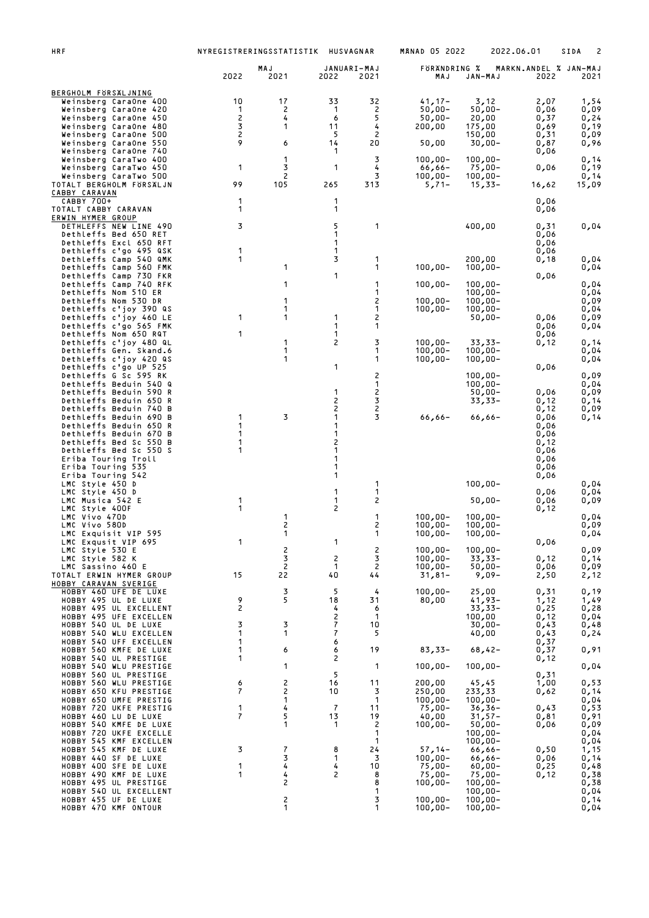| | MAJ 2022 | MAJ 2021 | JANUARI-MAJ 2022 | JANUARI-MAJ 2021 | FÖRÄNDRING % MAJ | FÖRÄNDRING % JAN-MAJ | MARKN.ANDEL % JAN-MAJ 2022 | MARKN.ANDEL % JAN-MAJ 2021 |
|---|---|---|---|---|---|---|---|---|
| **BERGHOLM FÖRSÄLJNING** | | | | | | | | |
| Weinsberg CaraOne 400 | 10 | 17 | 33 | 32 | 41,17- | 3,12 | 2,07 | 1,54 |
| Weinsberg CaraOne 420 | 1 | 2 | 1 | 2 | 50,00- | 50,00- | 0,06 | 0,09 |
| Weinsberg CaraOne 450 | 2 | 4 | 6 | 5 | 50,00- | 20,00 | 0,37 | 0,24 |
| Weinsberg CaraOne 480 | 3 | 1 | 11 | 4 | 200,00 | 175,00 | 0,69 | 0,19 |
| Weinsberg CaraOne 500 | 2 | | 5 | 2 | | 150,00 | 0,31 | 0,09 |
| Weinsberg CaraOne 550 | 9 | 6 | 14 | 20 | 50,00 | 30,00- | 0,87 | 0,96 |
| Weinsberg CaraOne 740 | | | 1 | | | | 0,06 | |
| Weinsberg CaraTwo 400 | | 1 | | 3 | 100,00- | 100,00- | | 0,14 |
| Weinsberg CaraTwo 450 | 1 | 3 | 1 | 4 | 66,66- | 75,00- | 0,06 | 0,19 |
| Weinsberg CaraTwo 500 | | 2 | | 3 | 100,00- | 100,00- | | 0,14 |
| TOTALT BERGHOLM FÖRSÄLJN | 99 | 105 | 265 | 313 | 5,71- | 15,33- | 16,62 | 15,09 |
| **CABBY CARAVAN** | | | | | | | | |
| CABBY 700+ | 1 | | 1 | | | | 0,06 | |
| TOTALT CABBY CARAVAN | 1 | | 1 | | | | 0,06 | |
| **ERWIN HYMER GROUP** | | | | | | | | |
| DETHLEFFS NEW LINE 490 | 3 | | 5 | 1 | | 400,00 | 0,31 | 0,04 |
| Dethleffs Bed 650 RET | | | 1 | | | | 0,06 | |
| Dethleffs Excl 650 RFT | | | 1 | | | | 0,06 | |
| Dethleffs c'go 495 QSK | 1 | | 1 | | | | 0,06 | |
| Dethleffs Camp 540 QMK | 1 | | 3 | 1 | | 200,00 | 0,18 | 0,04 |
| Dethleffs Camp 560 FMK | | 1 | | 1 | 100,00- | 100,00- | | 0,04 |
| Dethleffs Camp 730 FKR | | | 1 | | | | 0,06 | |
| Dethleffs Camp 740 RFK | | 1 | | 1 | 100,00- | 100,00- | | 0,04 |
| Dethleffs Nom 510 ER | | | | 1 | | 100,00- | | 0,04 |
| Dethleffs Nom 530 DR | | 1 | | 2 | 100,00- | 100,00- | | 0,09 |
| Dethleffs c'joy 390 QS | | 1 | | 1 | 100,00- | 100,00- | | 0,04 |
| Dethleffs c'joy 460 LE | 1 | 1 | 1 | 2 | | 50,00- | 0,06 | 0,09 |
| Dethleffs c'go 565 FMK | | | 1 | 1 | | | 0,06 | 0,04 |
| Dethleffs Nom 650 RQT | 1 | | 1 | | | | 0,06 | |
| Dethleffs c'joy 480 QL | | 1 | 2 | 3 | 100,00- | 33,33- | 0,12 | 0,14 |
| Dethleffs Gen. Skand.6 | | 1 | | 1 | 100,00- | 100,00- | | 0,04 |
| Dethleffs c'joy 420 QS | | 1 | | 1 | 100,00- | 100,00- | | 0,04 |
| Dethleffs c'go UP 525 | | | 1 | | | | 0,06 | |
| Dethleffs G Sc 595 RK | | | | 2 | | 100,00- | | 0,09 |
| Dethleffs Beduin 540 Q | | | | 1 | | 100,00- | | 0,04 |
| Dethleffs Beduin 590 R | | | 1 | 2 | | 50,00- | 0,06 | 0,09 |
| Dethleffs Beduin 650 R | | | 2 | 3 | | 33,33- | 0,12 | 0,14 |
| Dethleffs Beduin 740 B | | | 2 | 2 | | | 0,12 | 0,09 |
| Dethleffs Beduin 690 B | 1 | 3 | 1 | 3 | 66,66- | 66,66- | 0,06 | 0,14 |
| Dethleffs Beduin 650 R | 1 | | 1 | | | | 0,06 | |
| Dethleffs Beduin 670 B | 1 | | 1 | | | | 0,06 | |
| Dethleffs Bed Sc 550 B | 1 | | 2 | | | | 0,12 | |
| Dethleffs Bed Sc 550 S | 1 | | 1 | | | | 0,06 | |
| Eriba Touring Troll | | | 1 | | | | 0,06 | |
| Eriba Touring 535 | | | 1 | | | | 0,06 | |
| Eriba Touring 542 | | | 1 | | | | 0,06 | |
| LMC Style 450 D | | | | 1 | | 100,00- | | 0,04 |
| LMC Style 450 D | | | 1 | 1 | | | 0,06 | 0,04 |
| LMC Musica 542 E | 1 | | 1 | 2 | | 50,00- | 0,06 | 0,09 |
| LMC Style 400F | 1 | | 2 | | | | 0,12 | |
| LMC Vivo 470D | | 1 | | 1 | 100,00- | 100,00- | | 0,04 |
| LMC Vivo 580D | | 2 | | 2 | 100,00- | 100,00- | | 0,09 |
| LMC Exqusit VIP 595 | | 1 | | 1 | 100,00- | 100,00- | | 0,04 |
| LMC Exqusit VIP 695 | 1 | | 1 | | | | 0,06 | |
| LMC Style 530 E | | 2 | | 2 | 100,00- | 100,00- | | 0,09 |
| LMC Style 582 K | | 3 | 2 | 3 | 100,00- | 33,33- | 0,12 | 0,14 |
| LMC Sassino 460 E | | 2 | 1 | 2 | 100,00- | 50,00- | 0,06 | 0,09 |
| TOTALT ERWIN HYMER GROUP | 15 | 22 | 40 | 44 | 31,81- | 9,09- | 2,50 | 2,12 |
| **HOBBY CARAVAN SVERIGE** | | | | | | | | |
| HOBBY 460 UFE DE LUXE | | 3 | 5 | 4 | 100,00- | 25,00 | 0,31 | 0,19 |
| HOBBY 495 UL DE LUXE | 9 | 5 | 18 | 31 | 80,00 | 41,93- | 1,12 | 1,49 |
| HOBBY 495 UL EXCELLENT | 2 | | 4 | 6 | | 33,33- | 0,25 | 0,28 |
| HOBBY 495 UFE EXCELLEN | | | 2 | 1 | | 100,00 | 0,12 | 0,04 |
| HOBBY 540 UL DE LUXE | 3 | 3 | 7 | 10 | | 30,00- | 0,43 | 0,48 |
| HOBBY 540 WLU EXCELLEN | 1 | 1 | 7 | 5 | | 40,00 | 0,43 | 0,24 |
| HOBBY 540 UFF EXCELLEN | 1 | | 6 | | | | 0,37 | |
| HOBBY 560 KMFE DE LUXE | 1 | 6 | 6 | 19 | 83,33- | 68,42- | 0,37 | 0,91 |
| HOBBY 540 UL PRESTIGE | 1 | | 2 | | | | 0,12 | |
| HOBBY 540 WLU PRESTIGE | | 1 | | 1 | 100,00- | 100,00- | | 0,04 |
| HOBBY 560 UL PRESTIGE | | | 5 | | | | 0,31 | |
| HOBBY 560 WLU PRESTIGE | 6 | 2 | 16 | 11 | 200,00 | 45,45 | 1,00 | 0,53 |
| HOBBY 650 KFU PRESTIGE | 7 | 2 | 10 | 3 | 250,00 | 233,33 | 0,62 | 0,14 |
| HOBBY 650 UMFE PRESTIG | | 1 | | 1 | 100,00- | 100,00- | | 0,04 |
| HOBBY 720 UKFE PRESTIG | 1 | 4 | 7 | 11 | 75,00- | 36,36- | 0,43 | 0,53 |
| HOBBY 460 LU DE LUXE | 7 | 5 | 13 | 19 | 40,00 | 31,57- | 0,81 | 0,91 |
| HOBBY 540 KMFE DE LUXE | | 1 | 1 | 2 | 100,00- | 50,00- | 0,06 | 0,09 |
| HOBBY 720 UKFE EXCELLE | | | | 1 | | 100,00- | | 0,04 |
| HOBBY 545 KMF EXCELLEN | | | | 1 | | 100,00- | | 0,04 |
| HOBBY 545 KMF DE LUXE | 3 | 7 | 8 | 24 | 57,14- | 66,66- | 0,50 | 1,15 |
| HOBBY 440 SF DE LUXE | | 3 | 1 | 3 | 100,00- | 66,66- | 0,06 | 0,14 |
| HOBBY 400 SFE DE LUXE | 1 | 4 | 4 | 10 | 75,00- | 60,00- | 0,25 | 0,48 |
| HOBBY 490 KMF DE LUXE | 1 | 4 | 2 | 8 | 75,00- | 75,00- | 0,12 | 0,38 |
| HOBBY 495 UL PRESTIGE | | 2 | | 8 | 100,00- | 100,00- | | 0,38 |
| HOBBY 540 UL EXCELLENT | | | | 1 | | 100,00- | | 0,04 |
| HOBBY 455 UF DE LUXE | | 2 | | 3 | 100,00- | 100,00- | | 0,14 |
| HOBBY 470 KMF ONTOUR | | 1 | | 1 | 100,00- | 100,00- | | 0,04 |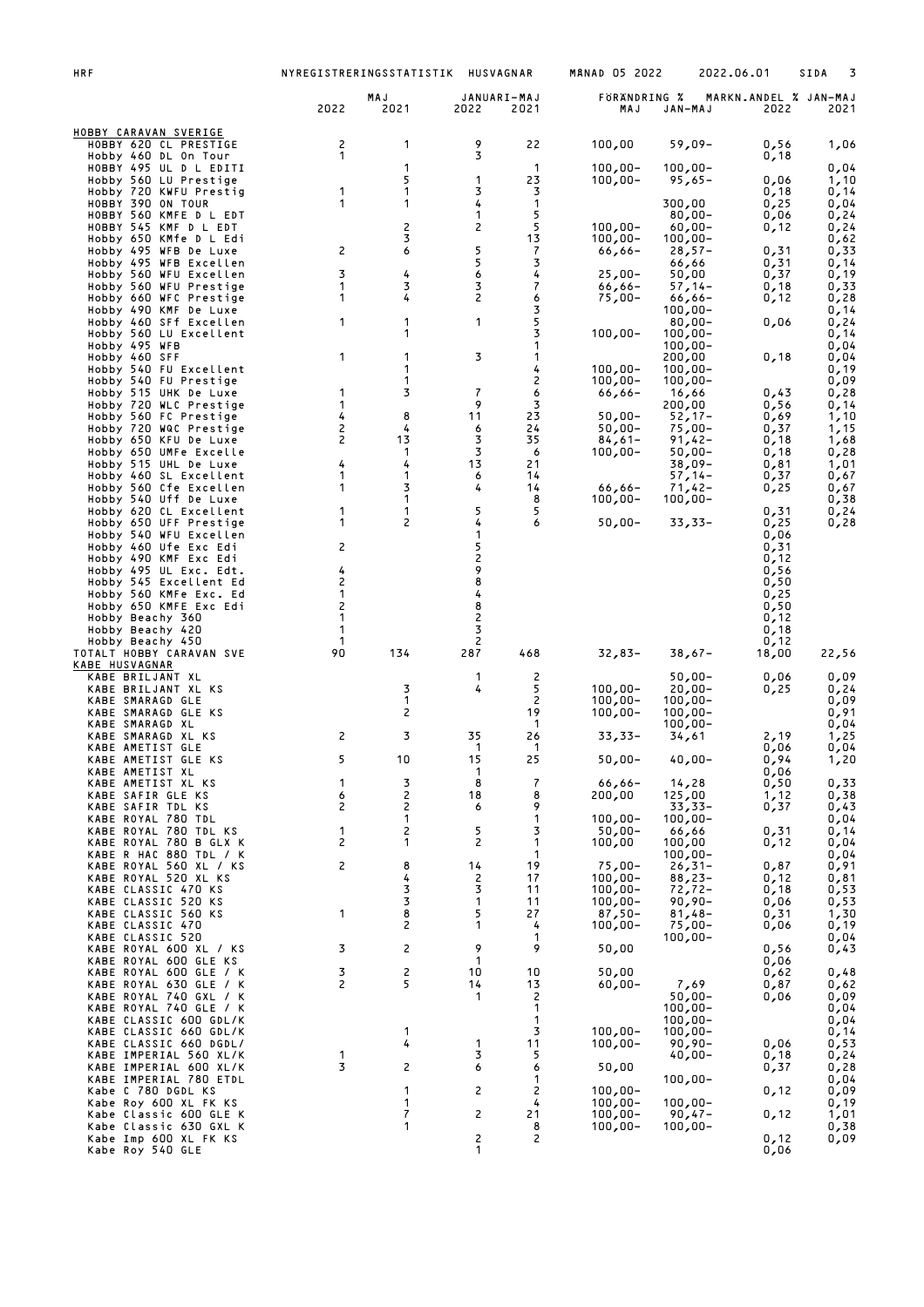| | MAJ 2022 | MAJ 2021 | JANUARI-MAJ 2022 | JANUARI-MAJ 2021 | FÖRÄNDRING % MAJ | FÖRÄNDRING % JAN-MAJ | MARKN.ANDEL % JAN-MAJ 2022 | MARKN.ANDEL % JAN-MAJ 2021 |
|---|---|---|---|---|---|---|---|---|
| **HOBBY CARAVAN SVERIGE** | | | | | | | | |
| HOBBY 620 CL PRESTIGE | 2 | 1 | 9 | 22 | 100,00 | 59,09- | 0,56 | 1,06 |
| Hobby 460 DL On Tour | 1 | | 3 | | | | 0,18 | |
| HOBBY 495 UL D L EDITI | | 1 | | 1 | 100,00- | 100,00- | | 0,04 |
| Hobby 560 LU Prestige | | 5 | 1 | 23 | 100,00- | 95,65- | 0,06 | 1,10 |
| Hobby 720 KWFU Prestig | 1 | 1 | 3 | 3 | | | 0,18 | 0,14 |
| HOBBY 390 ON TOUR | 1 | 1 | 4 | 1 | | 300,00 | 0,25 | 0,04 |
| HOBBY 560 KMFE D L EDT | | | 1 | 5 | | 80,00- | 0,06 | 0,24 |
| HOBBY 545 KMF D L EDT | | 2 | 2 | 5 | 100,00- | 60,00- | 0,12 | 0,24 |
| Hobby 650 KMFe D L Edi | | 3 | | 13 | 100,00- | 100,00- | | 0,62 |
| Hobby 495 WFB De Luxe | 2 | 6 | 5 | 7 | 66,66- | 28,57- | 0,31 | 0,33 |
| Hobby 495 WFB Excellen | | | 5 | 3 | | 66,66 | 0,31 | 0,14 |
| Hobby 560 WFU Excellen | 3 | 4 | 6 | 4 | 25,00- | 50,00 | 0,37 | 0,19 |
| Hobby 560 WFU Prestige | 1 | 3 | 3 | 7 | 66,66- | 57,14- | 0,18 | 0,33 |
| Hobby 660 WFC Prestige | 1 | 4 | 2 | 6 | 75,00- | 66,66- | 0,12 | 0,28 |
| Hobby 490 KMF De Luxe | | | | 3 | | 100,00- | | 0,14 |
| Hobby 460 SFf Excellen | 1 | 1 | 1 | 5 | | 80,00- | 0,06 | 0,24 |
| Hobby 560 LU Excellent | | 1 | | 3 | 100,00- | 100,00- | | 0,14 |
| Hobby 495 WFB | | | | 1 | | 100,00- | | 0,04 |
| Hobby 460 SFF | 1 | 1 | 3 | 1 | | 200,00 | 0,18 | 0,04 |
| Hobby 540 FU Excellent | | 1 | | 4 | 100,00- | 100,00- | | 0,19 |
| Hobby 540 FU Prestige | | 1 | | 2 | 100,00- | 100,00- | | 0,09 |
| Hobby 515 UHK De Luxe | 1 | 3 | 7 | 6 | 66,66- | 16,66 | 0,43 | 0,28 |
| Hobby 720 WLC Prestige | 1 | | 9 | 3 | | 200,00 | 0,56 | 0,14 |
| Hobby 560 FC Prestige | 4 | 8 | 11 | 23 | 50,00- | 52,17- | 0,69 | 1,10 |
| Hobby 720 WQC Prestige | 2 | 4 | 6 | 24 | 50,00- | 75,00- | 0,37 | 1,15 |
| Hobby 650 KFU De Luxe | 2 | 13 | 3 | 35 | 84,61- | 91,42- | 0,18 | 1,68 |
| Hobby 650 UMFe Excelle | | 1 | 3 | 6 | 100,00- | 50,00- | 0,18 | 0,28 |
| Hobby 515 UHL De Luxe | 4 | 4 | 13 | 21 | | 38,09- | 0,81 | 1,01 |
| Hobby 460 SL Excellent | 1 | 1 | 6 | 14 | | 57,14- | 0,37 | 0,67 |
| Hobby 560 Cfe Excellen | 1 | 3 | 4 | 14 | 66,66- | 71,42- | 0,25 | 0,67 |
| Hobby 540 Uff De Luxe | | 1 | | 8 | 100,00- | 100,00- | | 0,38 |
| Hobby 620 CL Excellent | 1 | 1 | 5 | 5 | | | 0,31 | 0,24 |
| Hobby 650 UFF Prestige | 1 | 2 | 4 | 6 | 50,00- | 33,33- | 0,25 | 0,28 |
| Hobby 540 WFU Excellen | | | 1 | | | | 0,06 | |
| Hobby 460 Ufe Exc Edi | 2 | | 5 | | | | 0,31 | |
| Hobby 490 KMF Exc Edi | | | 2 | | | | 0,12 | |
| Hobby 495 UL Exc. Edt. | 4 | | 9 | | | | 0,56 | |
| Hobby 545 Excellent Ed | 2 | | 8 | | | | 0,50 | |
| Hobby 560 KMFe Exc. Ed | 1 | | 4 | | | | 0,25 | |
| Hobby 650 KMFE Exc Edi | 2 | | 8 | | | | 0,50 | |
| Hobby Beachy 360 | 1 | | 2 | | | | 0,12 | |
| Hobby Beachy 420 | 1 | | 3 | | | | 0,18 | |
| Hobby Beachy 450 | 1 | | 2 | | | | 0,12 | |
| TOTALT HOBBY CARAVAN SVE | 90 | 134 | 287 | 468 | 32,83- | 38,67- | 18,00 | 22,56 |
| **KABE HUSVAGNAR** | | | | | | | | |
| KABE BRILJANT XL | | | 1 | 2 | | 50,00- | 0,06 | 0,09 |
| KABE BRILJANT XL KS | | 3 | 4 | 5 | 100,00- | 20,00- | 0,25 | 0,24 |
| KABE SMARAGD GLE | | 1 | | 2 | 100,00- | 100,00- | | 0,09 |
| KABE SMARAGD GLE KS | | 2 | | 19 | 100,00- | 100,00- | | 0,91 |
| KABE SMARAGD XL | | | | 1 | | 100,00- | | 0,04 |
| KABE SMARAGD XL KS | 2 | 3 | 35 | 26 | 33,33- | 34,61 | 2,19 | 1,25 |
| KABE AMETIST GLE | | | 1 | 1 | | | 0,06 | 0,04 |
| KABE AMETIST GLE KS | 5 | 10 | 15 | 25 | 50,00- | 40,00- | 0,94 | 1,20 |
| KABE AMETIST XL | | | 1 | | | | 0,06 | |
| KABE AMETIST XL KS | 1 | 3 | 8 | 7 | 66,66- | 14,28 | 0,50 | 0,33 |
| KABE SAFIR GLE KS | 6 | 2 | 18 | 8 | 200,00 | 125,00 | 1,12 | 0,38 |
| KABE SAFIR TDL KS | 2 | 2 | 6 | 9 | | 33,33- | 0,37 | 0,43 |
| KABE ROYAL 780 TDL | | 1 | | 1 | 100,00- | 100,00- | | 0,04 |
| KABE ROYAL 780 TDL KS | 1 | 2 | 5 | 3 | 50,00- | 66,66 | 0,31 | 0,14 |
| KABE ROYAL 780 B GLX K | 2 | 1 | 2 | 1 | 100,00 | 100,00 | 0,12 | 0,04 |
| KABE R HAC 880 TDL / K | | | | 1 | | 100,00- | | 0,04 |
| KABE ROYAL 560 XL / KS | 2 | 8 | 14 | 19 | 75,00- | 26,31- | 0,87 | 0,91 |
| KABE ROYAL 520 XL KS | | 4 | 2 | 17 | 100,00- | 88,23- | 0,12 | 0,81 |
| KABE CLASSIC 470 KS | | 3 | 3 | 11 | 100,00- | 72,72- | 0,18 | 0,53 |
| KABE CLASSIC 520 KS | | 3 | 1 | 11 | 100,00- | 90,90- | 0,06 | 0,53 |
| KABE CLASSIC 560 KS | 1 | 8 | 5 | 27 | 87,50- | 81,48- | 0,31 | 1,30 |
| KABE CLASSIC 470 | | 2 | 1 | 4 | 100,00- | 75,00- | 0,06 | 0,19 |
| KABE CLASSIC 520 | | | | 1 | | 100,00- | | 0,04 |
| KABE ROYAL 600 XL / KS | 3 | 2 | 9 | 9 | 50,00 | | 0,56 | 0,43 |
| KABE ROYAL 600 GLE KS | | | 1 | | | | 0,06 | |
| KABE ROYAL 600 GLE / K | 3 | 2 | 10 | 10 | 50,00 | | 0,62 | 0,48 |
| KABE ROYAL 630 GLE / K | 2 | 5 | 14 | 13 | 60,00- | 7,69 | 0,87 | 0,62 |
| KABE ROYAL 740 GXL / K | | | 1 | 2 | | 50,00- | 0,06 | 0,09 |
| KABE ROYAL 740 GLE / K | | | | 1 | | 100,00- | | 0,04 |
| KABE CLASSIC 600 GDL/K | | | | 1 | | 100,00- | | 0,04 |
| KABE CLASSIC 660 GDL/K | | 1 | | 3 | 100,00- | 100,00- | | 0,14 |
| KABE CLASSIC 660 DGDL/ | | 4 | 1 | 11 | 100,00- | 90,90- | 0,06 | 0,53 |
| KABE IMPERIAL 560 XL/K | 1 | | 3 | 5 | | 40,00- | 0,18 | 0,24 |
| KABE IMPERIAL 600 XL/K | 3 | 2 | 6 | 6 | 50,00 | | 0,37 | 0,28 |
| KABE IMPERIAL 780 ETDL | | | | 1 | | 100,00- | | 0,04 |
| Kabe C 780 DGDL KS | | 1 | 2 | 2 | 100,00- | | 0,12 | 0,09 |
| Kabe Roy 600 XL FK KS | | 1 | | 4 | 100,00- | 100,00- | | 0,19 |
| Kabe Classic 600 GLE K | | 7 | 2 | 21 | 100,00- | 90,47- | 0,12 | 1,01 |
| Kabe Classic 630 GXL K | | 1 | | 8 | 100,00- | 100,00- | | 0,38 |
| Kabe Imp 600 XL FK KS | | | 2 | 2 | | | 0,12 | 0,09 |
| Kabe Roy 540 GLE | | | 1 | | | | 0,06 | |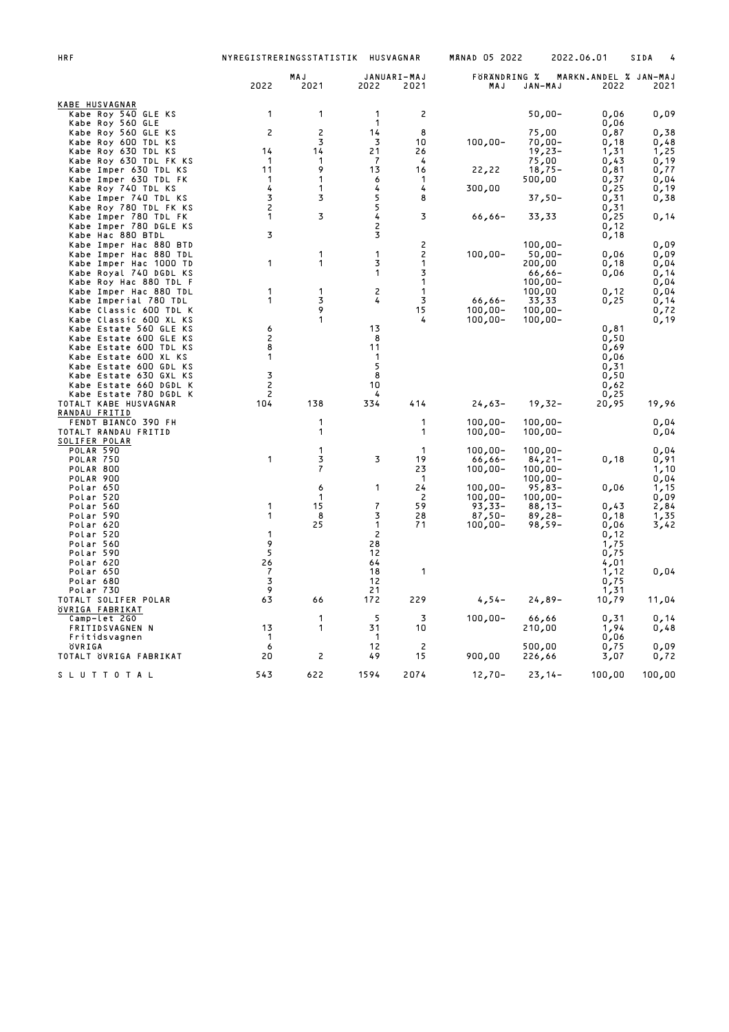| | MAJ 2022 | MAJ 2021 | JANUARI-MAJ 2022 | JANUARI-MAJ 2021 | FÖRÄNDRING % MAJ | FÖRÄNDRING % JAN-MAJ | MARKN.ANDEL % JAN-MAJ 2022 | MARKN.ANDEL % JAN-MAJ 2021 |
|---|---|---|---|---|---|---|---|---|
| **KABE HUSVAGNAR** | | | | | | | | |
| Kabe Roy 540 GLE KS | 1 | 1 | 1 | 2 | | 50,00- | 0,06 | 0,09 |
| Kabe Roy 560 GLE | | | 1 | | | | 0,06 | |
| Kabe Roy 560 GLE KS | 2 | 2 | 14 | 8 | | 75,00 | 0,87 | 0,38 |
| Kabe Roy 600 TDL KS | | 3 | 3 | 10 | 100,00- | 70,00- | 0,18 | 0,48 |
| Kabe Roy 630 TDL KS | 14 | 14 | 21 | 26 | | 19,23- | 1,31 | 1,25 |
| Kabe Roy 630 TDL FK KS | 1 | 1 | 7 | 4 | | 75,00 | 0,43 | 0,19 |
| Kabe Imper 630 TDL KS | 11 | 9 | 13 | 16 | 22,22 | 18,75- | 0,81 | 0,77 |
| Kabe Imper 630 TDL FK | 1 | 1 | 6 | 1 | | 500,00 | 0,37 | 0,04 |
| Kabe Roy 740 TDL KS | 4 | 1 | 4 | 4 | 300,00 | | 0,25 | 0,19 |
| Kabe Imper 740 TDL KS | 3 | 3 | 5 | 8 | | 37,50- | 0,31 | 0,38 |
| Kabe Roy 780 TDL FK KS | 2 | | 5 | | | | 0,31 | |
| Kabe Imper 780 TDL FK | 1 | 3 | 4 | 3 | 66,66- | 33,33 | 0,25 | 0,14 |
| Kabe Imper 780 DGLE KS | | | 2 | | | | 0,12 | |
| Kabe Hac 880 BTDL | 3 | | 3 | | | | 0,18 | |
| Kabe Imper Hac 880 BTD | | | | 2 | | 100,00- | | 0,09 |
| Kabe Imper Hac 880 TDL | | 1 | 1 | 2 | 100,00- | 50,00- | 0,06 | 0,09 |
| Kabe Imper Hac 1000 TD | 1 | 1 | 3 | 1 | | 200,00 | 0,18 | 0,04 |
| Kabe Royal 740 DGDL KS | | | 1 | 3 | | 66,66- | 0,06 | 0,14 |
| Kabe Roy Hac 880 TDL F | | | | 1 | | 100,00- | | 0,04 |
| Kabe Imper Hac 880 TDL | 1 | 1 | 2 | 1 | | 100,00 | 0,12 | 0,04 |
| Kabe Imperial 780 TDL | 1 | 3 | 4 | 3 | 66,66- | 33,33 | 0,25 | 0,14 |
| Kabe Classic 600 TDL K | | 9 | | 15 | 100,00- | 100,00- | | 0,72 |
| Kabe Classic 600 XL KS | | 1 | | 4 | 100,00- | 100,00- | | 0,19 |
| Kabe Estate 560 GLE KS | 6 | | 13 | | | | 0,81 | |
| Kabe Estate 600 GLE KS | 2 | | 8 | | | | 0,50 | |
| Kabe Estate 600 TDL KS | 8 | | 11 | | | | 0,69 | |
| Kabe Estate 600 XL KS | 1 | | 1 | | | | 0,06 | |
| Kabe Estate 600 GDL KS | | | 5 | | | | 0,31 | |
| Kabe Estate 630 GXL KS | 3 | | 8 | | | | 0,50 | |
| Kabe Estate 660 DGDL K | 2 | | 10 | | | | 0,62 | |
| Kabe Estate 780 DGDL K | 2 | | 4 | | | | 0,25 | |
| TOTALT KABE HUSVAGNAR | 104 | 138 | 334 | 414 | 24,63- | 19,32- | 20,95 | 19,96 |
| **RANDAU FRITID** | | | | | | | | |
| FENDT BIANCO 390 FH | | 1 | | 1 | 100,00- | 100,00- | | 0,04 |
| TOTALT RANDAU FRITID | | 1 | | 1 | 100,00- | 100,00- | | 0,04 |
| **SOLIFER POLAR** | | | | | | | | |
| POLAR 590 | | 1 | | 1 | 100,00- | 100,00- | | 0,04 |
| POLAR 750 | 1 | 3 | 3 | 19 | 66,66- | 84,21- | 0,18 | 0,91 |
| POLAR 800 | | 7 | | 23 | 100,00- | 100,00- | | 1,10 |
| POLAR 900 | | | | 1 | | 100,00- | | 0,04 |
| Polar 650 | | 6 | 1 | 24 | 100,00- | 95,83- | 0,06 | 1,15 |
| Polar 520 | | 1 | | 2 | 100,00- | 100,00- | | 0,09 |
| Polar 560 | 1 | 15 | 7 | 59 | 93,33- | 88,13- | 0,43 | 2,84 |
| Polar 590 | 1 | 8 | 3 | 28 | 87,50- | 89,28- | 0,18 | 1,35 |
| Polar 620 | | 25 | 1 | 71 | 100,00- | 98,59- | 0,06 | 3,42 |
| Polar 520 | 1 | | 2 | | | | 0,12 | |
| Polar 560 | 9 | | 28 | | | | 1,75 | |
| Polar 590 | 5 | | 12 | | | | 0,75 | |
| Polar 620 | 26 | | 64 | | | | 4,01 | |
| Polar 650 | 7 | | 18 | 1 | | | 1,12 | 0,04 |
| Polar 680 | 3 | | 12 | | | | 0,75 | |
| Polar 730 | 9 | | 21 | | | | 1,31 | |
| TOTALT SOLIFER POLAR | 63 | 66 | 172 | 229 | 4,54- | 24,89- | 10,79 | 11,04 |
| **ÖVRIGA FABRIKAT** | | | | | | | | |
| Camp-let 2GO | | 1 | 5 | 3 | 100,00- | 66,66 | 0,31 | 0,14 |
| FRITIDSVAGNEN N | 13 | 1 | 31 | 10 | | 210,00 | 1,94 | 0,48 |
| Fritidsvagnen | 1 | | 1 | | | | 0,06 | |
| ÖVRIGA | 6 | | 12 | 2 | | 500,00 | 0,75 | 0,09 |
| TOTALT ÖVRIGA FABRIKAT | 20 | 2 | 49 | 15 | 900,00 | 226,66 | 3,07 | 0,72 |
| S L U T T O T A L | 543 | 622 | 1594 | 2074 | 12,70- | 23,14- | 100,00 | 100,00 |